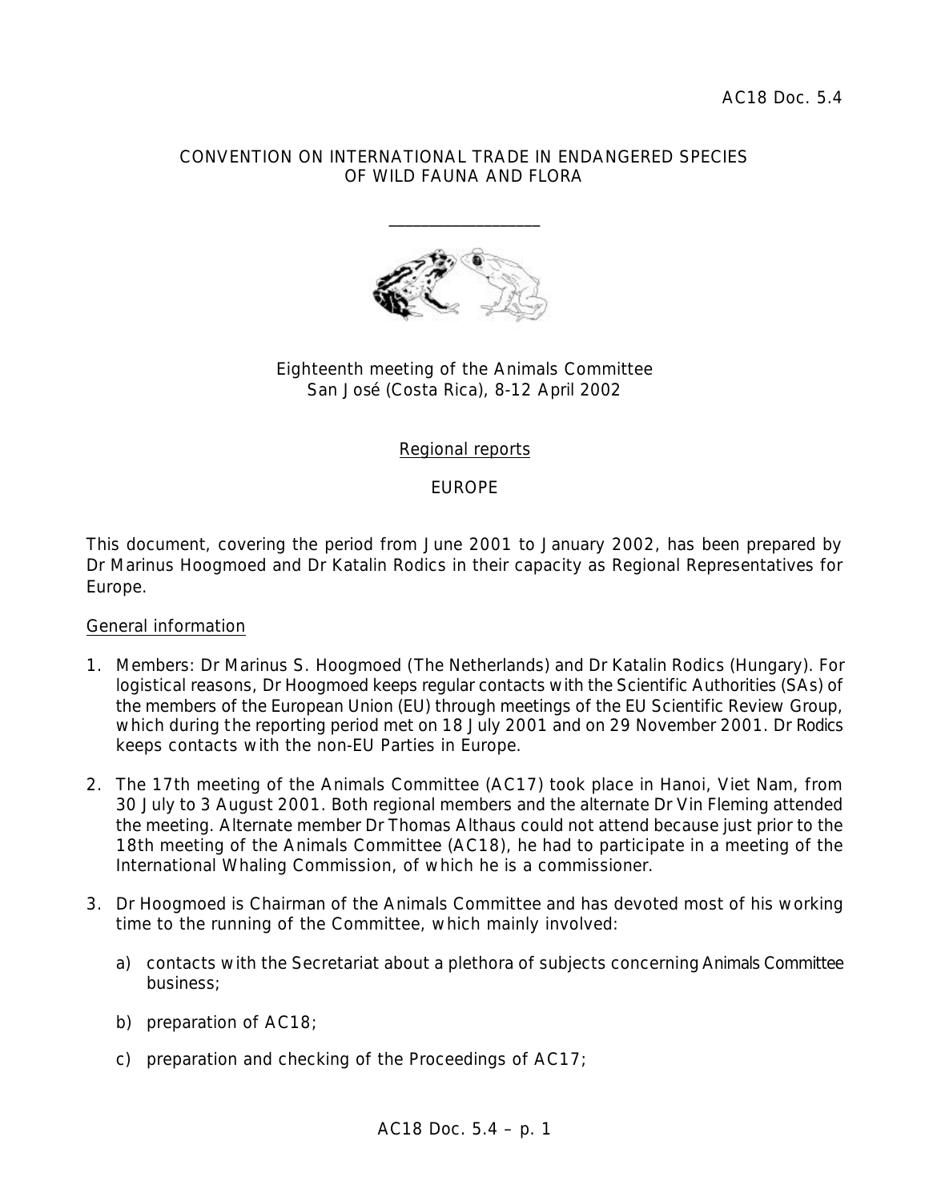AC18 Doc. 5.4

CONVENTION ON INTERNATIONAL TRADE IN ENDANGERED SPECIES
OF WILD FAUNA AND FLORA

____________________

Eighteenth meeting of the Animals Committee
San José (Costa Rica), 8-12 April 2002

## Regional reports

## EUROPE

This document, covering the period from June 2001 to January 2002, has been prepared by Dr Marinus Hoogmoed and Dr Katalin Rodics in their capacity as Regional Representatives for Europe.

### General information

1. Members: Dr Marinus S. Hoogmoed (The Netherlands) and Dr Katalin Rodics (Hungary). For logistical reasons, Dr Hoogmoed keeps regular contacts with the Scientific Authorities (SAs) of the members of the European Union (EU) through meetings of the EU Scientific Review Group, which during the reporting period met on 18 July 2001 and on 29 November 2001. Dr Rodics keeps contacts with the non-EU Parties in Europe.

2. The 17th meeting of the Animals Committee (AC17) took place in Hanoi, Viet Nam, from 30 July to 3 August 2001. Both regional members and the alternate Dr Vin Fleming attended the meeting. Alternate member Dr Thomas Althaus could not attend because just prior to the 18th meeting of the Animals Committee (AC18), he had to participate in a meeting of the International Whaling Commission, of which he is a commissioner.

3. Dr Hoogmoed is Chairman of the Animals Committee and has devoted most of his working time to the running of the Committee, which mainly involved:

   a) contacts with the Secretariat about a plethora of subjects concerning Animals Committee business;

   b) preparation of AC18;

   c) preparation and checking of the Proceedings of AC17;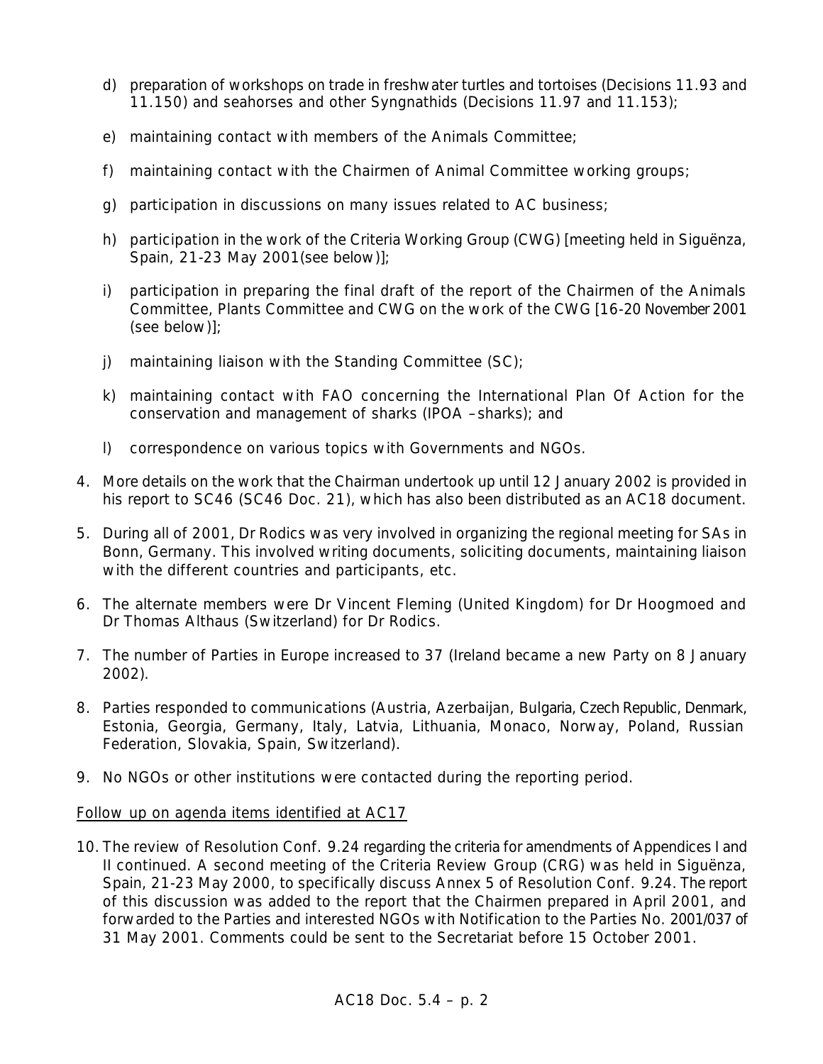d) preparation of workshops on trade in freshwater turtles and tortoises (Decisions 11.93 and 11.150) and seahorses and other Syngnathids (Decisions 11.97 and 11.153);

e) maintaining contact with members of the Animals Committee;

f) maintaining contact with the Chairmen of Animal Committee working groups;

g) participation in discussions on many issues related to AC business;

h) participation in the work of the Criteria Working Group (CWG) [meeting held in Siguënza, Spain, 21-23 May 2001(see below)];

i) participation in preparing the final draft of the report of the Chairmen of the Animals Committee, Plants Committee and CWG on the work of the CWG [16-20 November 2001 (see below)];

j) maintaining liaison with the Standing Committee (SC);

k) maintaining contact with FAO concerning the International Plan Of Action for the conservation and management of sharks (IPOA –sharks); and

l) correspondence on various topics with Governments and NGOs.

4. More details on the work that the Chairman undertook up until 12 January 2002 is provided in his report to SC46 (SC46 Doc. 21), which has also been distributed as an AC18 document.

5. During all of 2001, Dr Rodics was very involved in organizing the regional meeting for SAs in Bonn, Germany. This involved writing documents, soliciting documents, maintaining liaison with the different countries and participants, etc.

6. The alternate members were Dr Vincent Fleming (United Kingdom) for Dr Hoogmoed and Dr Thomas Althaus (Switzerland) for Dr Rodics.

7. The number of Parties in Europe increased to 37 (Ireland became a new Party on 8 January 2002).

8. Parties responded to communications (Austria, Azerbaijan, Bulgaria, Czech Republic, Denmark, Estonia, Georgia, Germany, Italy, Latvia, Lithuania, Monaco, Norway, Poland, Russian Federation, Slovakia, Spain, Switzerland).

9. No NGOs or other institutions were contacted during the reporting period.

<u>Follow up on agenda items identified at AC17</u>

10. The review of Resolution Conf. 9.24 regarding the criteria for amendments of Appendices I and II continued. A second meeting of the Criteria Review Group (CRG) was held in Siguënza, Spain, 21-23 May 2000, to specifically discuss Annex 5 of Resolution Conf. 9.24. The report of this discussion was added to the report that the Chairmen prepared in April 2001, and forwarded to the Parties and interested NGOs with Notification to the Parties No. 2001/037 of 31 May 2001. Comments could be sent to the Secretariat before 15 October 2001.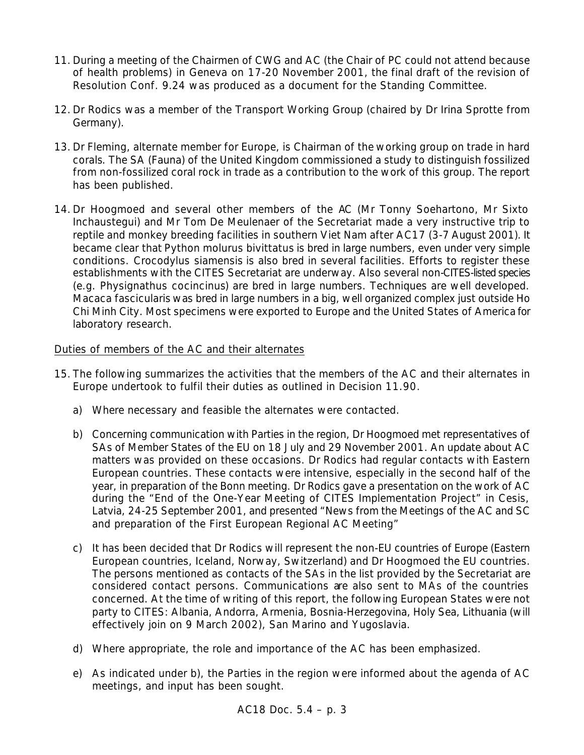11. During a meeting of the Chairmen of CWG and AC (the Chair of PC could not attend because of health problems) in Geneva on 17-20 November 2001, the final draft of the revision of Resolution Conf. 9.24 was produced as a document for the Standing Committee.

12. Dr Rodics was a member of the Transport Working Group (chaired by Dr Irina Sprotte from Germany).

13. Dr Fleming, alternate member for Europe, is Chairman of the working group on trade in hard corals. The SA (Fauna) of the United Kingdom commissioned a study to distinguish fossilized from non-fossilized coral rock in trade as a contribution to the work of this group. The report has been published.

14. Dr Hoogmoed and several other members of the AC (Mr Tonny Soehartono, Mr Sixto Inchaustegui) and Mr Tom De Meulenaer of the Secretariat made a very instructive trip to reptile and monkey breeding facilities in southern Viet Nam after AC17 (3-7 August 2001). It became clear that *Python molurus bivittatus* is bred in large numbers, even under very simple conditions. *Crocodylus siamensis* is also bred in several facilities. Efforts to register these establishments with the CITES Secretariat are underway. Also several non-CITES-listed species (e.g. *Physignathus cocincinus*) are bred in large numbers. Techniques are well developed. *Macaca fascicularis* was bred in large numbers in a big, well organized complex just outside Ho Chi Minh City. Most specimens were exported to Europe and the United States of America for laboratory research.

<u>Duties of members of the AC and their alternates</u>

15. The following summarizes the activities that the members of the AC and their alternates in Europe undertook to fulfil their duties as outlined in Decision 11.90.

    a) Where necessary and feasible the alternates were contacted.

    b) Concerning communication with Parties in the region, Dr Hoogmoed met representatives of SAs of Member States of the EU on 18 July and 29 November 2001. An update about AC matters was provided on these occasions. Dr Rodics had regular contacts with Eastern European countries. These contacts were intensive, especially in the second half of the year, in preparation of the Bonn meeting. Dr Rodics gave a presentation on the work of AC during the "End of the One-Year Meeting of CITES Implementation Project" in Cesis, Latvia, 24-25 September 2001, and presented "News from the Meetings of the AC and SC and preparation of the First European Regional AC Meeting"

    c) It has been decided that Dr Rodics will represent the non-EU countries of Europe (Eastern European countries, Iceland, Norway, Switzerland) and Dr Hoogmoed the EU countries. The persons mentioned as contacts of the SAs in the list provided by the Secretariat are considered contact persons. Communications are also sent to MAs of the countries concerned. At the time of writing of this report, the following European States were not party to CITES: Albania, Andorra, Armenia, Bosnia-Herzegovina, Holy Sea, Lithuania (will effectively join on 9 March 2002), San Marino and Yugoslavia.

    d) Where appropriate, the role and importance of the AC has been emphasized.

    e) As indicated under b), the Parties in the region were informed about the agenda of AC meetings, and input has been sought.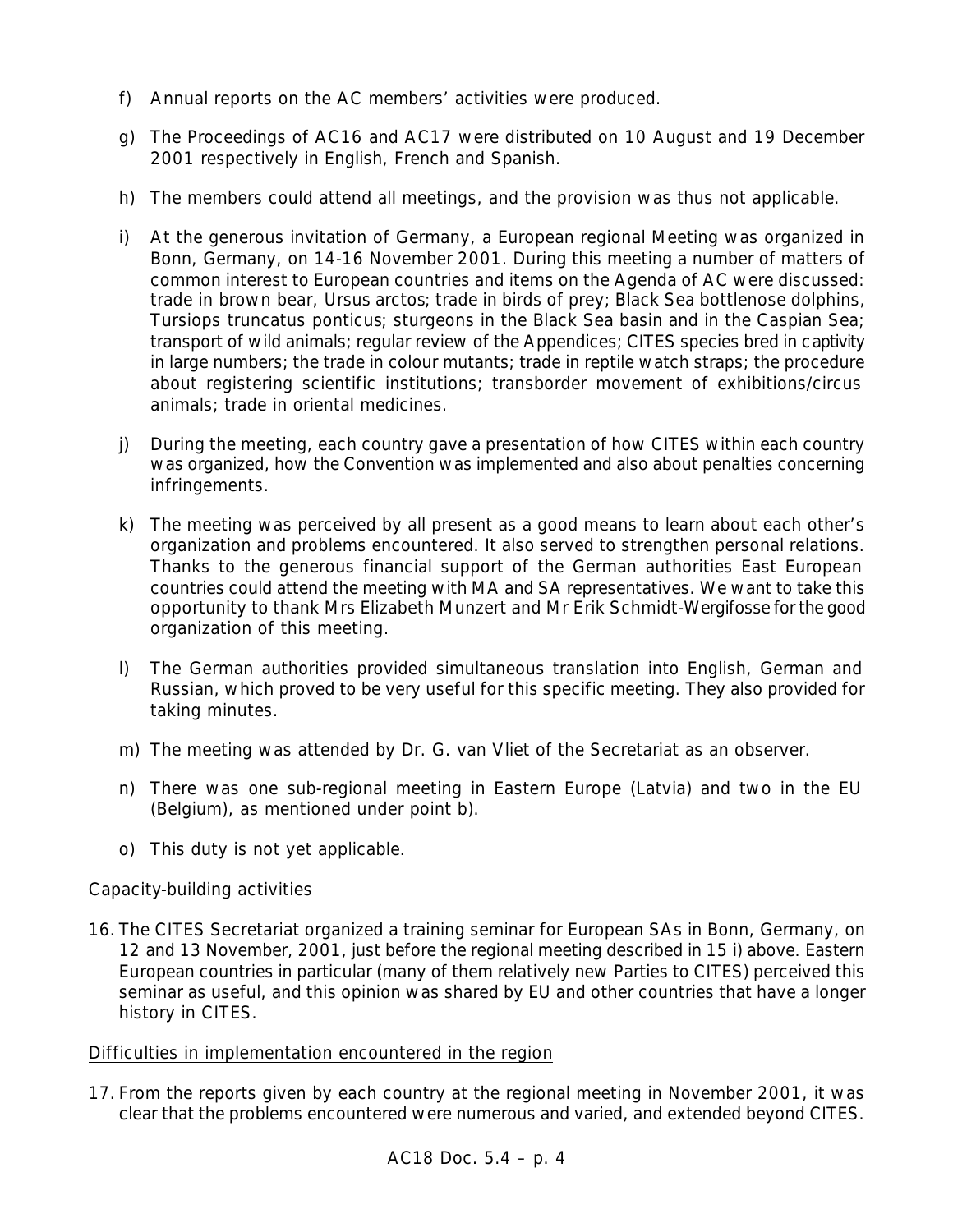f) Annual reports on the AC members' activities were produced.

g) The Proceedings of AC16 and AC17 were distributed on 10 August and 19 December 2001 respectively in English, French and Spanish.

h) The members could attend all meetings, and the provision was thus not applicable.

i) At the generous invitation of Germany, a European regional Meeting was organized in Bonn, Germany, on 14-16 November 2001. During this meeting a number of matters of common interest to European countries and items on the Agenda of AC were discussed: trade in brown bear, *Ursus arctos*; trade in birds of prey; Black Sea bottlenose dolphins, *Tursiops truncatus ponticus*; sturgeons in the Black Sea basin and in the Caspian Sea; transport of wild animals; regular review of the Appendices; CITES species bred in captivity in large numbers; the trade in colour mutants; trade in reptile watch straps; the procedure about registering scientific institutions; transborder movement of exhibitions/circus animals; trade in oriental medicines.

j) During the meeting, each country gave a presentation of how CITES within each country was organized, how the Convention was implemented and also about penalties concerning infringements.

k) The meeting was perceived by all present as a good means to learn about each other's organization and problems encountered. It also served to strengthen personal relations. Thanks to the generous financial support of the German authorities East European countries could attend the meeting with MA and SA representatives. We want to take this opportunity to thank Mrs Elizabeth Munzert and Mr Erik Schmidt-Wergifosse for the good organization of this meeting.

l) The German authorities provided simultaneous translation into English, German and Russian, which proved to be very useful for this specific meeting. They also provided for taking minutes.

m) The meeting was attended by Dr. G. van Vliet of the Secretariat as an observer.

n) There was one sub-regional meeting in Eastern Europe (Latvia) and two in the EU (Belgium), as mentioned under point b).

o) This duty is not yet applicable.

<u>Capacity-building activities</u>

16. The CITES Secretariat organized a training seminar for European SAs in Bonn, Germany, on 12 and 13 November, 2001, just before the regional meeting described in 15 i) above. Eastern European countries in particular (many of them relatively new Parties to CITES) perceived this seminar as useful, and this opinion was shared by EU and other countries that have a longer history in CITES.

<u>Difficulties in implementation encountered in the region</u>

17. From the reports given by each country at the regional meeting in November 2001, it was clear that the problems encountered were numerous and varied, and extended beyond CITES.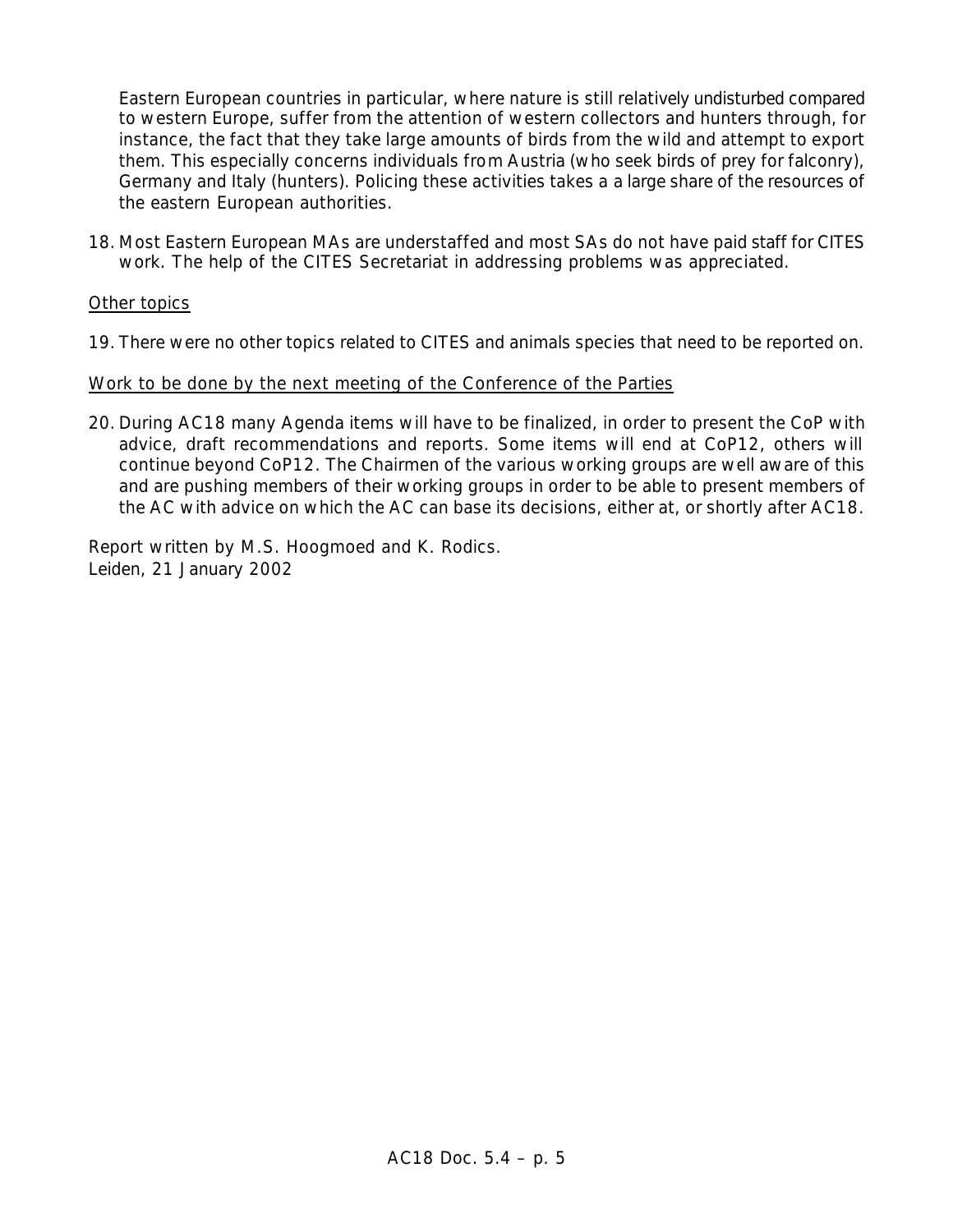Eastern European countries in particular, where nature is still relatively undisturbed compared to western Europe, suffer from the attention of western collectors and hunters through, for instance, the fact that they take large amounts of birds from the wild and attempt to export them. This especially concerns individuals from Austria (who seek birds of prey for falconry), Germany and Italy (hunters). Policing these activities takes a a large share of the resources of the eastern European authorities.

18. Most Eastern European MAs are understaffed and most SAs do not have paid staff for CITES work. The help of the CITES Secretariat in addressing problems was appreciated.

Other topics

19. There were no other topics related to CITES and animals species that need to be reported on.

Work to be done by the next meeting of the Conference of the Parties

20. During AC18 many Agenda items will have to be finalized, in order to present the CoP with advice, draft recommendations and reports. Some items will end at CoP12, others will continue beyond CoP12. The Chairmen of the various working groups are well aware of this and are pushing members of their working groups in order to be able to present members of the AC with advice on which the AC can base its decisions, either at, or shortly after AC18.

Report written by M.S. Hoogmoed and K. Rodics.
Leiden, 21 January 2002